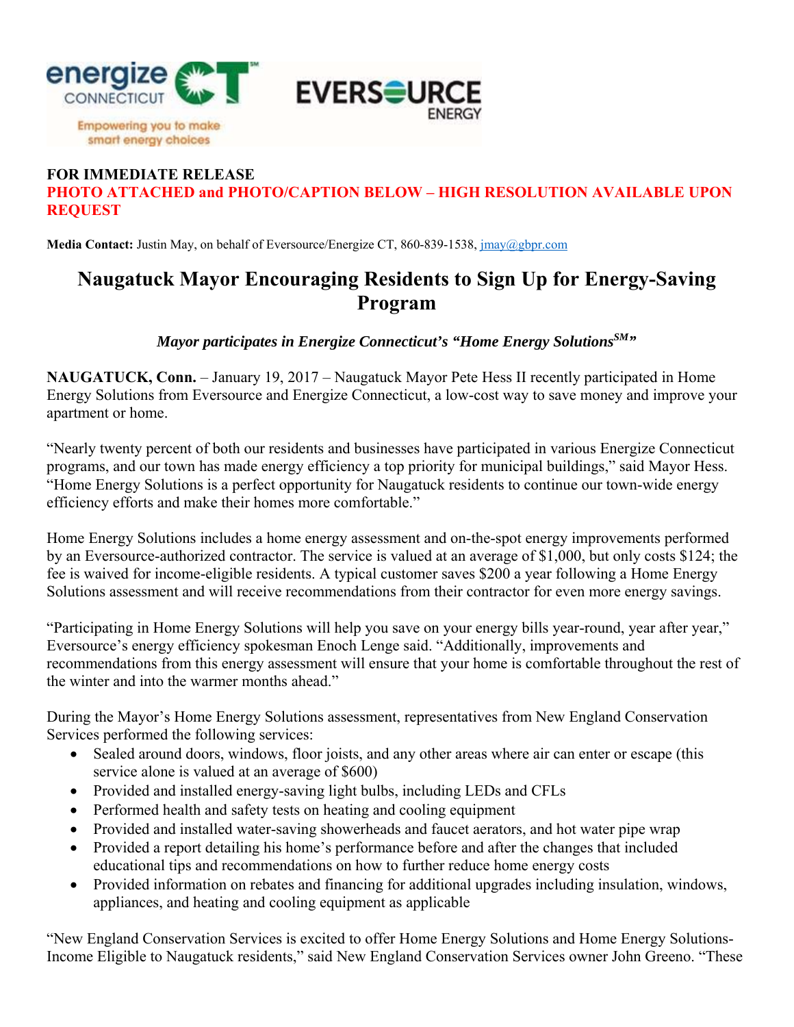**FOR IMMEDIATE RELEASE**

**PHOTO ATTACHED and PHOTO/CAPTION BELOW – HIGH RESOLUTION AVAILABLE UPON REQUEST**

**Media Contact:** Justin May, on behalf of Eversource/Energize CT, 860-839-1538, jmay@gbpr.com

# Naugatuck Mayor Encouraging Residents to Sign Up for Energy-Saving Program

***Mayor participates in Energize Connecticut's "Home Energy Solutions℠"***

**NAUGATUCK, Conn.** – January 19, 2017 – Naugatuck Mayor Pete Hess II recently participated in Home Energy Solutions from Eversource and Energize Connecticut, a low-cost way to save money and improve your apartment or home.

"Nearly twenty percent of both our residents and businesses have participated in various Energize Connecticut programs, and our town has made energy efficiency a top priority for municipal buildings," said Mayor Hess. "Home Energy Solutions is a perfect opportunity for Naugatuck residents to continue our town-wide energy efficiency efforts and make their homes more comfortable."

Home Energy Solutions includes a home energy assessment and on-the-spot energy improvements performed by an Eversource-authorized contractor. The service is valued at an average of $1,000, but only costs $124; the fee is waived for income-eligible residents. A typical customer saves $200 a year following a Home Energy Solutions assessment and will receive recommendations from their contractor for even more energy savings.

"Participating in Home Energy Solutions will help you save on your energy bills year-round, year after year," Eversource's energy efficiency spokesman Enoch Lenge said. "Additionally, improvements and recommendations from this energy assessment will ensure that your home is comfortable throughout the rest of the winter and into the warmer months ahead."

During the Mayor's Home Energy Solutions assessment, representatives from New England Conservation Services performed the following services:

- Sealed around doors, windows, floor joists, and any other areas where air can enter or escape (this service alone is valued at an average of $600)
- Provided and installed energy-saving light bulbs, including LEDs and CFLs
- Performed health and safety tests on heating and cooling equipment
- Provided and installed water-saving showerheads and faucet aerators, and hot water pipe wrap
- Provided a report detailing his home's performance before and after the changes that included educational tips and recommendations on how to further reduce home energy costs
- Provided information on rebates and financing for additional upgrades including insulation, windows, appliances, and heating and cooling equipment as applicable

"New England Conservation Services is excited to offer Home Energy Solutions and Home Energy Solutions-Income Eligible to Naugatuck residents," said New England Conservation Services owner John Greeno. "These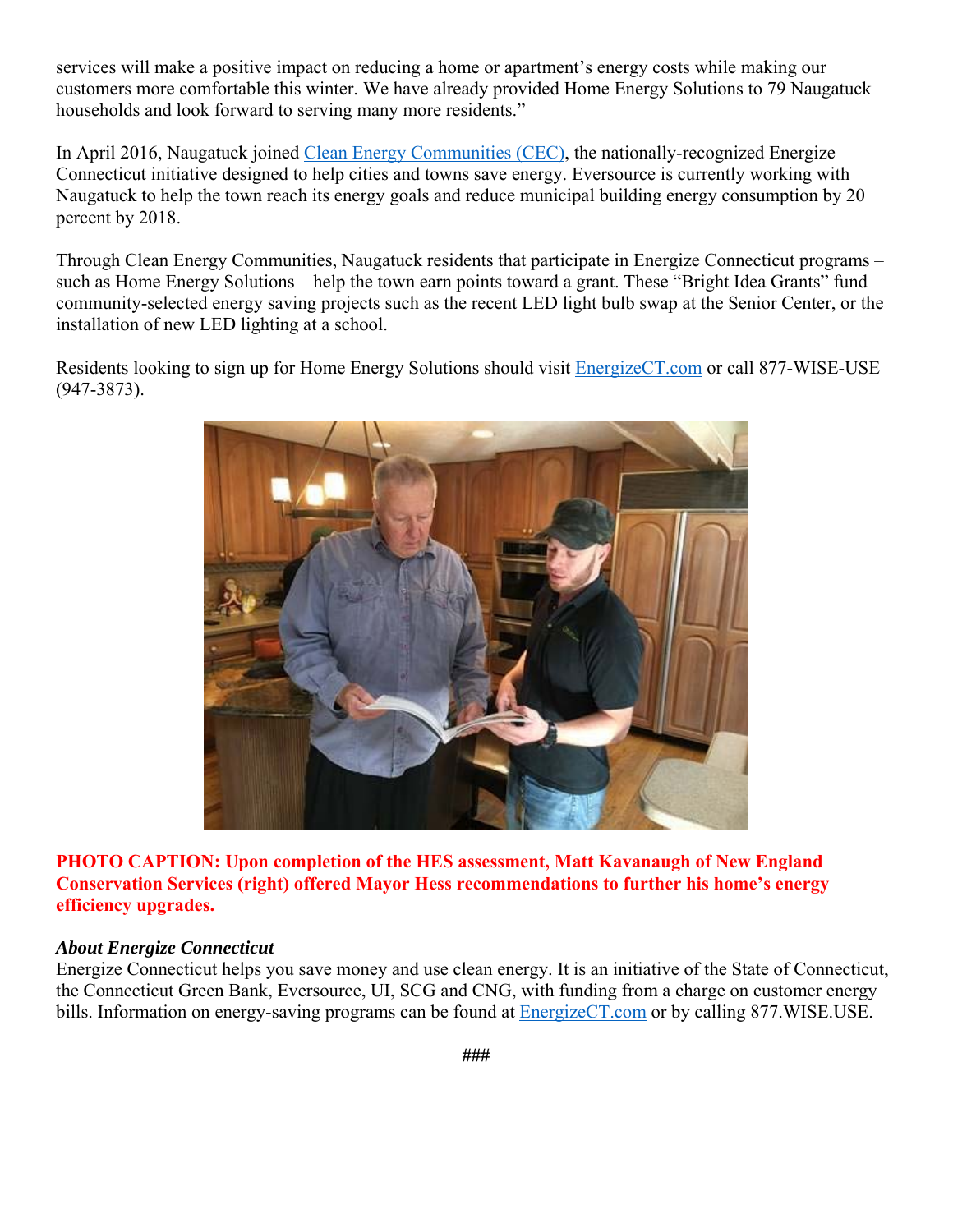services will make a positive impact on reducing a home or apartment's energy costs while making our customers more comfortable this winter. We have already provided Home Energy Solutions to 79 Naugatuck households and look forward to serving many more residents."

In April 2016, Naugatuck joined [Clean Energy Communities (CEC)](), the nationally-recognized Energize Connecticut initiative designed to help cities and towns save energy. Eversource is currently working with Naugatuck to help the town reach its energy goals and reduce municipal building energy consumption by 20 percent by 2018.

Through Clean Energy Communities, Naugatuck residents that participate in Energize Connecticut programs – such as Home Energy Solutions – help the town earn points toward a grant. These "Bright Idea Grants" fund community-selected energy saving projects such as the recent LED light bulb swap at the Senior Center, or the installation of new LED lighting at a school.

Residents looking to sign up for Home Energy Solutions should visit [EnergizeCT.com]() or call 877-WISE-USE (947-3873).

**PHOTO CAPTION: Upon completion of the HES assessment, Matt Kavanaugh of New England Conservation Services (right) offered Mayor Hess recommendations to further his home's energy efficiency upgrades.**

***About Energize Connecticut***

Energize Connecticut helps you save money and use clean energy. It is an initiative of the State of Connecticut, the Connecticut Green Bank, Eversource, UI, SCG and CNG, with funding from a charge on customer energy bills. Information on energy-saving programs can be found at [EnergizeCT.com]() or by calling 877.WISE.USE.

###